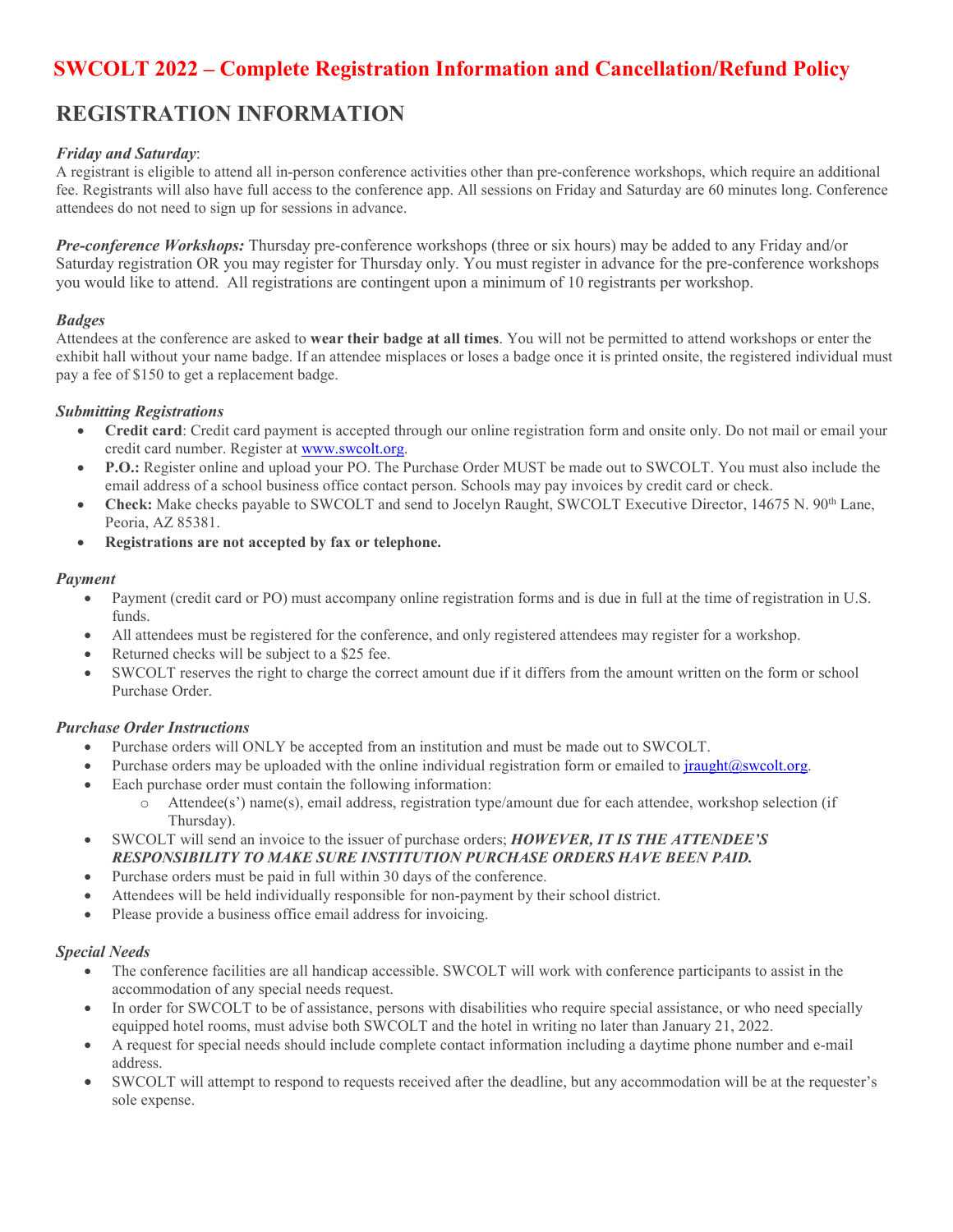# SWCOLT 2022 – Complete Registration Information and Cancellation/Refund Policy

## REGISTRATION INFORMATION

### *Friday and Saturday*:

A registrant is eligible to attend all in-person conference activities other than pre-conference workshops, which require an additional fee. Registrants will also have full access to the conference app. All sessions on Friday and Saturday are 60 minutes long. Conference attendees do not need to sign up for sessions in advance.

***Pre-conference Workshops:*** Thursday pre-conference workshops (three or six hours) may be added to any Friday and/or Saturday registration OR you may register for Thursday only. You must register in advance for the pre-conference workshops you would like to attend. All registrations are contingent upon a minimum of 10 registrants per workshop.

### *Badges*

Attendees at the conference are asked to **wear their badge at all times**. You will not be permitted to attend workshops or enter the exhibit hall without your name badge. If an attendee misplaces or loses a badge once it is printed onsite, the registered individual must pay a fee of $150 to get a replacement badge.

### *Submitting Registrations*

- **Credit card**: Credit card payment is accepted through our online registration form and onsite only. Do not mail or email your credit card number. Register at www.swcolt.org.
- **P.O.:** Register online and upload your PO. The Purchase Order MUST be made out to SWCOLT. You must also include the email address of a school business office contact person. Schools may pay invoices by credit card or check.
- **Check:** Make checks payable to SWCOLT and send to Jocelyn Raught, SWCOLT Executive Director, 14675 N. 90th Lane, Peoria, AZ 85381.
- **Registrations are not accepted by fax or telephone.**

### *Payment*

- Payment (credit card or PO) must accompany online registration forms and is due in full at the time of registration in U.S. funds.
- All attendees must be registered for the conference, and only registered attendees may register for a workshop.
- Returned checks will be subject to a $25 fee.
- SWCOLT reserves the right to charge the correct amount due if it differs from the amount written on the form or school Purchase Order.

### *Purchase Order Instructions*

- Purchase orders will ONLY be accepted from an institution and must be made out to SWCOLT.
- Purchase orders may be uploaded with the online individual registration form or emailed to jraught@swcolt.org.
- Each purchase order must contain the following information:
  - Attendee(s') name(s), email address, registration type/amount due for each attendee, workshop selection (if Thursday).
- SWCOLT will send an invoice to the issuer of purchase orders; ***HOWEVER, IT IS THE ATTENDEE'S RESPONSIBILITY TO MAKE SURE INSTITUTION PURCHASE ORDERS HAVE BEEN PAID.***
- Purchase orders must be paid in full within 30 days of the conference.
- Attendees will be held individually responsible for non-payment by their school district.
- Please provide a business office email address for invoicing.

### *Special Needs*

- The conference facilities are all handicap accessible. SWCOLT will work with conference participants to assist in the accommodation of any special needs request.
- In order for SWCOLT to be of assistance, persons with disabilities who require special assistance, or who need specially equipped hotel rooms, must advise both SWCOLT and the hotel in writing no later than January 21, 2022.
- A request for special needs should include complete contact information including a daytime phone number and e-mail address.
- SWCOLT will attempt to respond to requests received after the deadline, but any accommodation will be at the requester's sole expense.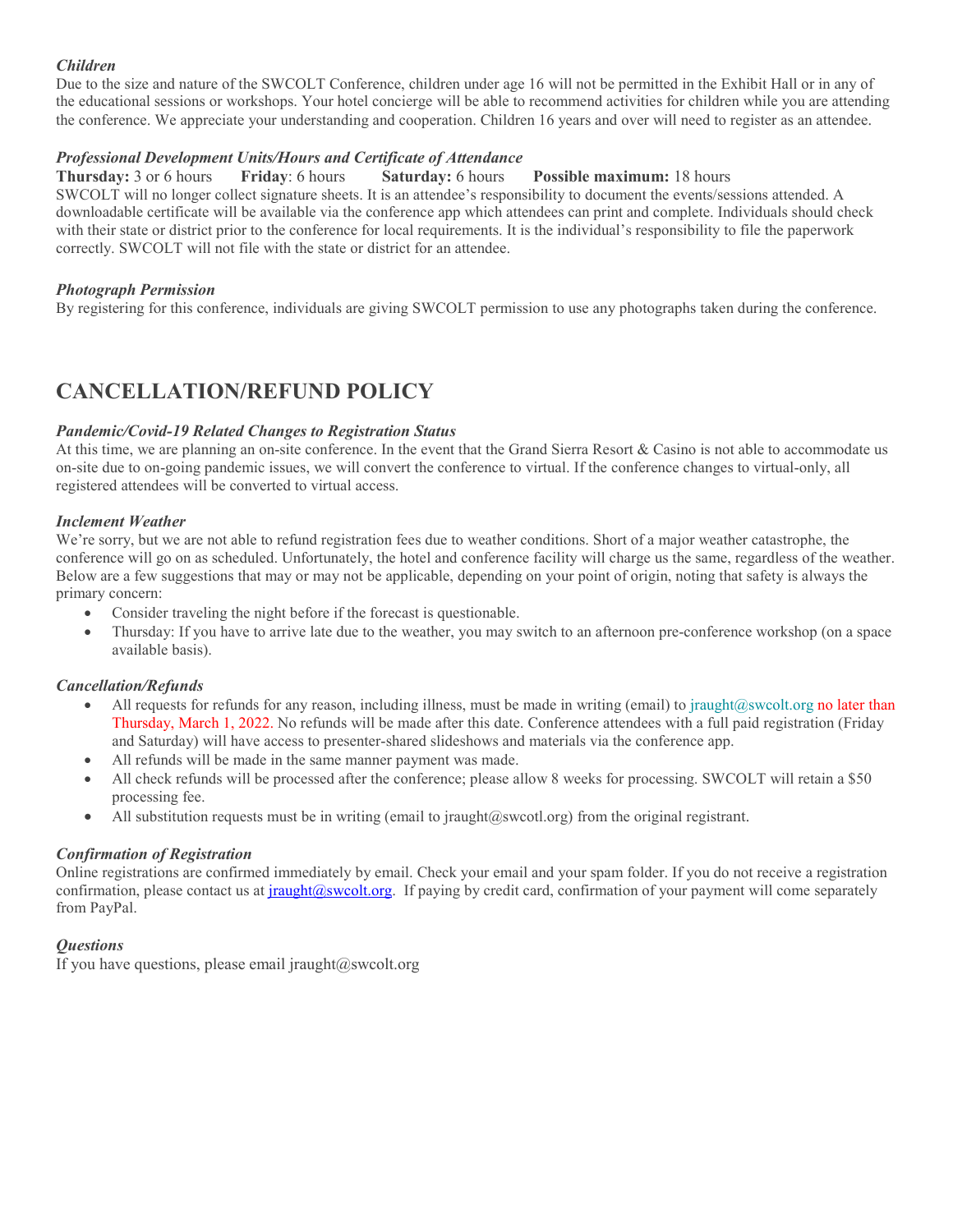### *Children*

Due to the size and nature of the SWCOLT Conference, children under age 16 will not be permitted in the Exhibit Hall or in any of the educational sessions or workshops. Your hotel concierge will be able to recommend activities for children while you are attending the conference. We appreciate your understanding and cooperation. Children 16 years and over will need to register as an attendee.

### *Professional Development Units/Hours and Certificate of Attendance*

**Thursday:** 3 or 6 hours **Friday**: 6 hours **Saturday:** 6 hours **Possible maximum:** 18 hours

SWCOLT will no longer collect signature sheets. It is an attendee's responsibility to document the events/sessions attended. A downloadable certificate will be available via the conference app which attendees can print and complete. Individuals should check with their state or district prior to the conference for local requirements. It is the individual's responsibility to file the paperwork correctly. SWCOLT will not file with the state or district for an attendee.

### *Photograph Permission*

By registering for this conference, individuals are giving SWCOLT permission to use any photographs taken during the conference.

## CANCELLATION/REFUND POLICY

### *Pandemic/Covid-19 Related Changes to Registration Status*

At this time, we are planning an on-site conference. In the event that the Grand Sierra Resort & Casino is not able to accommodate us on-site due to on-going pandemic issues, we will convert the conference to virtual. If the conference changes to virtual-only, all registered attendees will be converted to virtual access.

### *Inclement Weather*

We're sorry, but we are not able to refund registration fees due to weather conditions. Short of a major weather catastrophe, the conference will go on as scheduled. Unfortunately, the hotel and conference facility will charge us the same, regardless of the weather. Below are a few suggestions that may or may not be applicable, depending on your point of origin, noting that safety is always the primary concern:

- Consider traveling the night before if the forecast is questionable.
- Thursday: If you have to arrive late due to the weather, you may switch to an afternoon pre-conference workshop (on a space available basis).

### *Cancellation/Refunds*

- All requests for refunds for any reason, including illness, must be made in writing (email) to jraught@swcolt.org no later than Thursday, March 1, 2022. No refunds will be made after this date. Conference attendees with a full paid registration (Friday and Saturday) will have access to presenter-shared slideshows and materials via the conference app.
- All refunds will be made in the same manner payment was made.
- All check refunds will be processed after the conference; please allow 8 weeks for processing. SWCOLT will retain a $50 processing fee.
- All substitution requests must be in writing (email to jraught@swcotl.org) from the original registrant.

### *Confirmation of Registration*

Online registrations are confirmed immediately by email. Check your email and your spam folder. If you do not receive a registration confirmation, please contact us at jraught@swcolt.org. If paying by credit card, confirmation of your payment will come separately from PayPal.

### *Questions*

If you have questions, please email jraught@swcolt.org